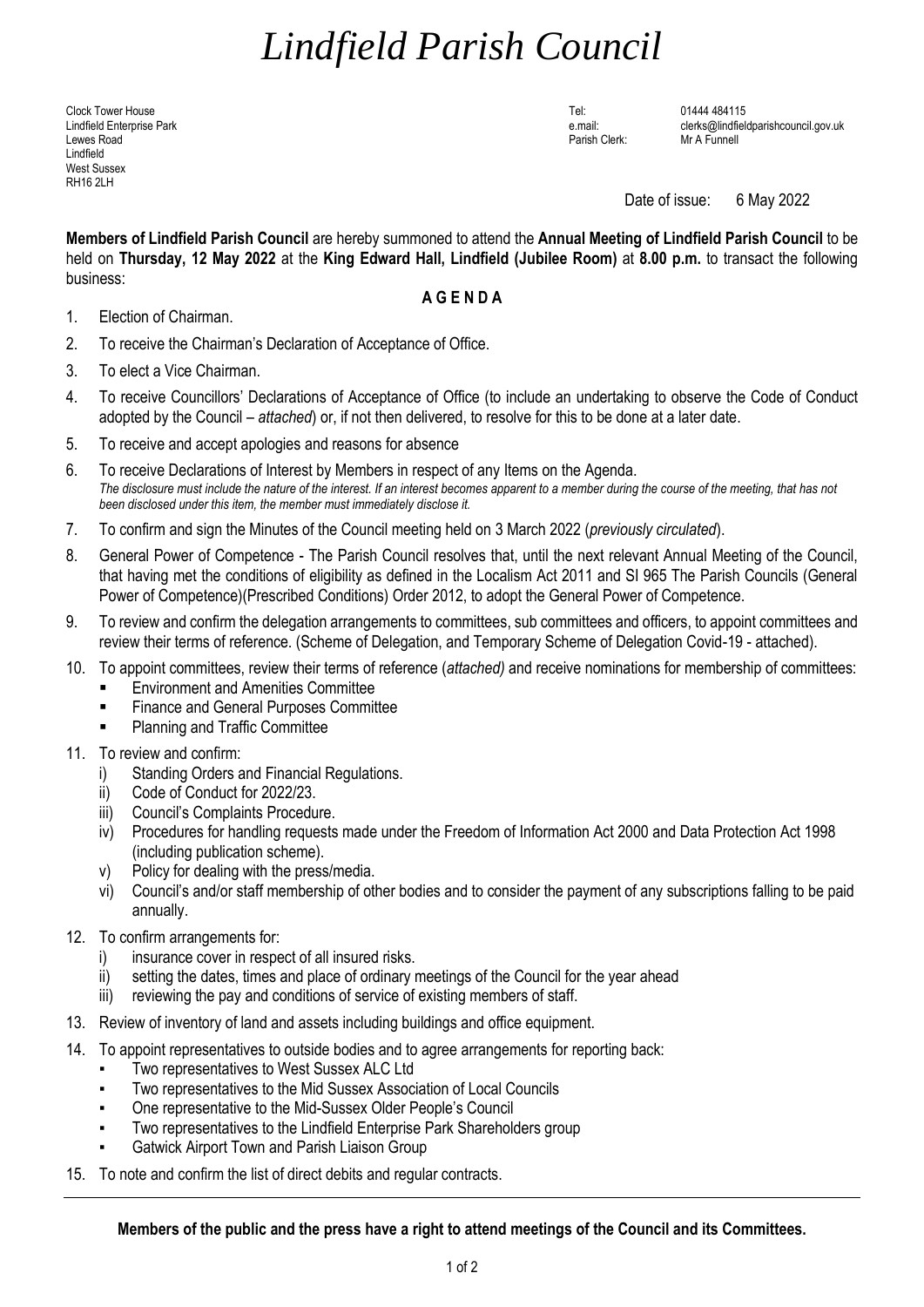# *Lindfield Parish Council*

Clock Tower House
Lindfield Enterprise Park
Lewes Road
Lindfield
West Sussex
RH16 2LH

Tel: 01444 484115
e.mail: clerks@lindfieldparishcouncil.gov.uk
Parish Clerk: Mr A Funnell

Date of issue: 6 May 2022

**Members of Lindfield Parish Council** are hereby summoned to attend the **Annual Meeting of Lindfield Parish Council** to be held on **Thursday, 12 May 2022** at the **King Edward Hall, Lindfield (Jubilee Room)** at **8.00 p.m.** to transact the following business:

**A G E N D A**

1. Election of Chairman.
2. To receive the Chairman's Declaration of Acceptance of Office.
3. To elect a Vice Chairman.
4. To receive Councillors' Declarations of Acceptance of Office (to include an undertaking to observe the Code of Conduct adopted by the Council – *attached*) or, if not then delivered, to resolve for this to be done at a later date.
5. To receive and accept apologies and reasons for absence
6. To receive Declarations of Interest by Members in respect of any Items on the Agenda.
   *The disclosure must include the nature of the interest. If an interest becomes apparent to a member during the course of the meeting, that has not been disclosed under this item, the member must immediately disclose it.*
7. To confirm and sign the Minutes of the Council meeting held on 3 March 2022 (*previously circulated*).
8. General Power of Competence - The Parish Council resolves that, until the next relevant Annual Meeting of the Council, that having met the conditions of eligibility as defined in the Localism Act 2011 and SI 965 The Parish Councils (General Power of Competence)(Prescribed Conditions) Order 2012, to adopt the General Power of Competence.
9. To review and confirm the delegation arrangements to committees, sub committees and officers, to appoint committees and review their terms of reference. (Scheme of Delegation, and Temporary Scheme of Delegation Covid-19 - attached).
10. To appoint committees, review their terms of reference (*attached)* and receive nominations for membership of committees:
    - Environment and Amenities Committee
    - Finance and General Purposes Committee
    - Planning and Traffic Committee
11. To review and confirm:
    i) Standing Orders and Financial Regulations.
    ii) Code of Conduct for 2022/23.
    iii) Council's Complaints Procedure.
    iv) Procedures for handling requests made under the Freedom of Information Act 2000 and Data Protection Act 1998 (including publication scheme).
    v) Policy for dealing with the press/media.
    vi) Council's and/or staff membership of other bodies and to consider the payment of any subscriptions falling to be paid annually.
12. To confirm arrangements for:
    i) insurance cover in respect of all insured risks.
    ii) setting the dates, times and place of ordinary meetings of the Council for the year ahead
    iii) reviewing the pay and conditions of service of existing members of staff.
13. Review of inventory of land and assets including buildings and office equipment.
14. To appoint representatives to outside bodies and to agree arrangements for reporting back:
    - Two representatives to West Sussex ALC Ltd
    - Two representatives to the Mid Sussex Association of Local Councils
    - One representative to the Mid-Sussex Older People's Council
    - Two representatives to the Lindfield Enterprise Park Shareholders group
    - Gatwick Airport Town and Parish Liaison Group
15. To note and confirm the list of direct debits and regular contracts.

---

**Members of the public and the press have a right to attend meetings of the Council and its Committees.**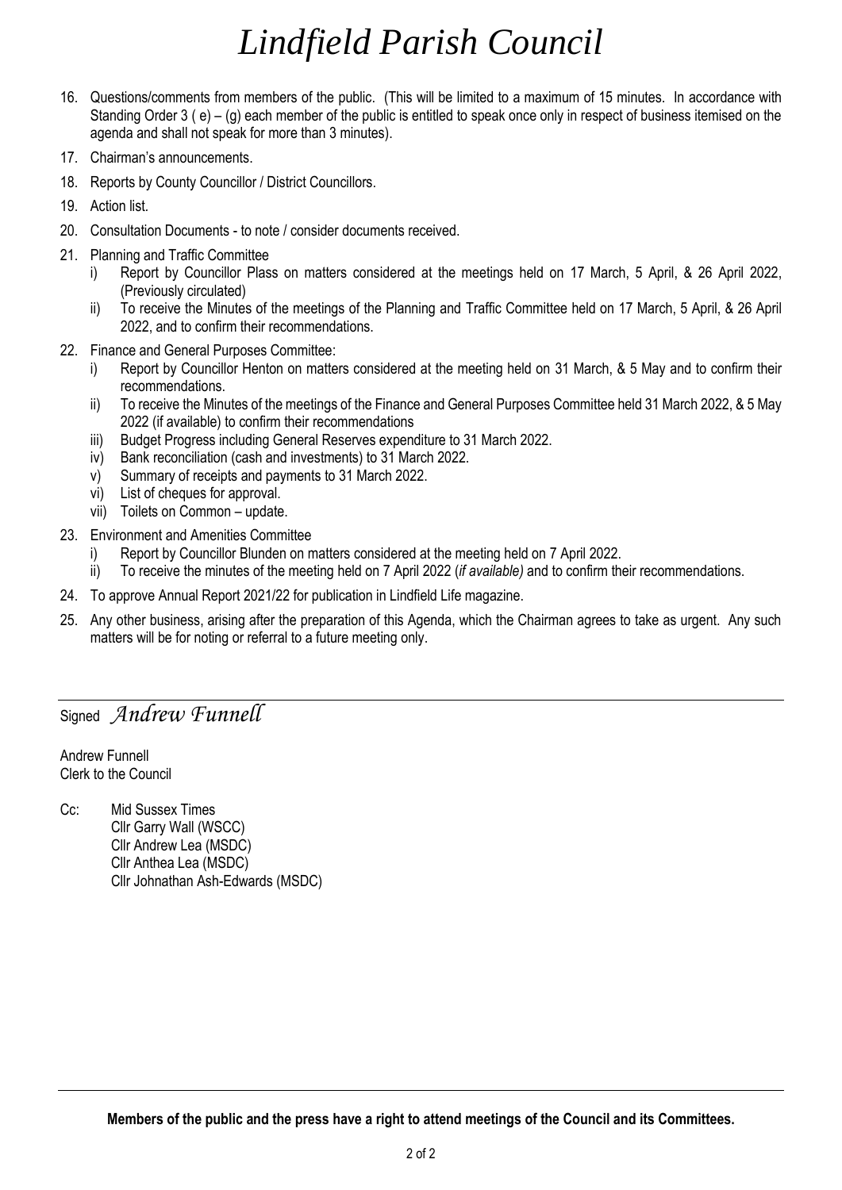# *Lindfield Parish Council*

16. Questions/comments from members of the public. (This will be limited to a maximum of 15 minutes. In accordance with Standing Order 3 ( e) – (g) each member of the public is entitled to speak once only in respect of business itemised on the agenda and shall not speak for more than 3 minutes).
17. Chairman's announcements.
18. Reports by County Councillor / District Councillors.
19. Action list.
20. Consultation Documents - to note / consider documents received.
21. Planning and Traffic Committee
    i) Report by Councillor Plass on matters considered at the meetings held on 17 March, 5 April, & 26 April 2022, (Previously circulated)
    ii) To receive the Minutes of the meetings of the Planning and Traffic Committee held on 17 March, 5 April, & 26 April 2022, and to confirm their recommendations.
22. Finance and General Purposes Committee:
    i) Report by Councillor Henton on matters considered at the meeting held on 31 March, & 5 May and to confirm their recommendations.
    ii) To receive the Minutes of the meetings of the Finance and General Purposes Committee held 31 March 2022, & 5 May 2022 (if available) to confirm their recommendations
    iii) Budget Progress including General Reserves expenditure to 31 March 2022.
    iv) Bank reconciliation (cash and investments) to 31 March 2022.
    v) Summary of receipts and payments to 31 March 2022.
    vi) List of cheques for approval.
    vii) Toilets on Common – update.
23. Environment and Amenities Committee
    i) Report by Councillor Blunden on matters considered at the meeting held on 7 April 2022.
    ii) To receive the minutes of the meeting held on 7 April 2022 (*if available)* and to confirm their recommendations.
24. To approve Annual Report 2021/22 for publication in Lindfield Life magazine.
25. Any other business, arising after the preparation of this Agenda, which the Chairman agrees to take as urgent. Any such matters will be for noting or referral to a future meeting only.

Signed *Andrew Funnell*

Andrew Funnell
Clerk to the Council

Cc: Mid Sussex Times
Cllr Garry Wall (WSCC)
Cllr Andrew Lea (MSDC)
Cllr Anthea Lea (MSDC)
Cllr Johnathan Ash-Edwards (MSDC)

**Members of the public and the press have a right to attend meetings of the Council and its Committees.**